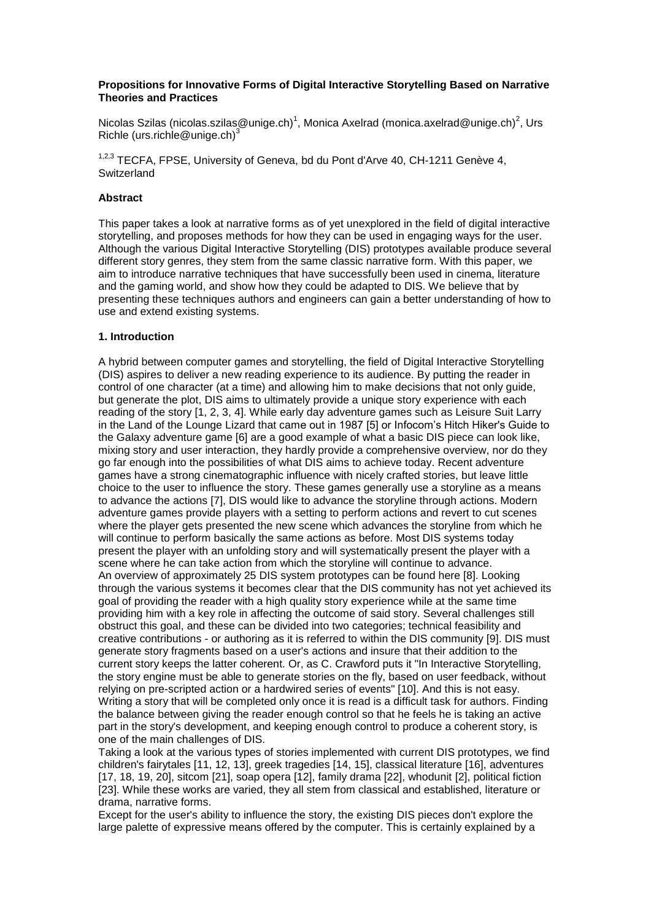**Propositions for Innovative Forms of Digital Interactive Storytelling Based on Narrative Theories and Practices**

Nicolas Szilas (nicolas.szilas@unige.ch)[1], Monica Axelrad (monica.axelrad@unige.ch)[2], Urs Richle (urs.richle@unige.ch)[3]

[1,2,3] TECFA, FPSE, University of Geneva, bd du Pont d'Arve 40, CH-1211 Genève 4, Switzerland

**Abstract**

This paper takes a look at narrative forms as of yet unexplored in the field of digital interactive storytelling, and proposes methods for how they can be used in engaging ways for the user. Although the various Digital Interactive Storytelling (DIS) prototypes available produce several different story genres, they stem from the same classic narrative form. With this paper, we aim to introduce narrative techniques that have successfully been used in cinema, literature and the gaming world, and show how they could be adapted to DIS. We believe that by presenting these techniques authors and engineers can gain a better understanding of how to use and extend existing systems.

**1. Introduction**

A hybrid between computer games and storytelling, the field of Digital Interactive Storytelling (DIS) aspires to deliver a new reading experience to its audience. By putting the reader in control of one character (at a time) and allowing him to make decisions that not only guide, but generate the plot, DIS aims to ultimately provide a unique story experience with each reading of the story [1, 2, 3, 4]. While early day adventure games such as Leisure Suit Larry in the Land of the Lounge Lizard that came out in 1987 [5] or Infocom's Hitch Hiker's Guide to the Galaxy adventure game [6] are a good example of what a basic DIS piece can look like, mixing story and user interaction, they hardly provide a comprehensive overview, nor do they go far enough into the possibilities of what DIS aims to achieve today. Recent adventure games have a strong cinematographic influence with nicely crafted stories, but leave little choice to the user to influence the story. These games generally use a storyline as a means to advance the actions [7], DIS would like to advance the storyline through actions. Modern adventure games provide players with a setting to perform actions and revert to cut scenes where the player gets presented the new scene which advances the storyline from which he will continue to perform basically the same actions as before. Most DIS systems today present the player with an unfolding story and will systematically present the player with a scene where he can take action from which the storyline will continue to advance.

An overview of approximately 25 DIS system prototypes can be found here [8]. Looking through the various systems it becomes clear that the DIS community has not yet achieved its goal of providing the reader with a high quality story experience while at the same time providing him with a key role in affecting the outcome of said story. Several challenges still obstruct this goal, and these can be divided into two categories; technical feasibility and creative contributions - or authoring as it is referred to within the DIS community [9]. DIS must generate story fragments based on a user's actions and insure that their addition to the current story keeps the latter coherent. Or, as C. Crawford puts it "In Interactive Storytelling, the story engine must be able to generate stories on the fly, based on user feedback, without relying on pre-scripted action or a hardwired series of events" [10]. And this is not easy. Writing a story that will be completed only once it is read is a difficult task for authors. Finding the balance between giving the reader enough control so that he feels he is taking an active part in the story's development, and keeping enough control to produce a coherent story, is one of the main challenges of DIS.

Taking a look at the various types of stories implemented with current DIS prototypes, we find children's fairytales [11, 12, 13], greek tragedies [14, 15], classical literature [16], adventures [17, 18, 19, 20], sitcom [21], soap opera [12], family drama [22], whodunit [2], political fiction [23]. While these works are varied, they all stem from classical and established, literature or drama, narrative forms.

Except for the user's ability to influence the story, the existing DIS pieces don't explore the large palette of expressive means offered by the computer. This is certainly explained by a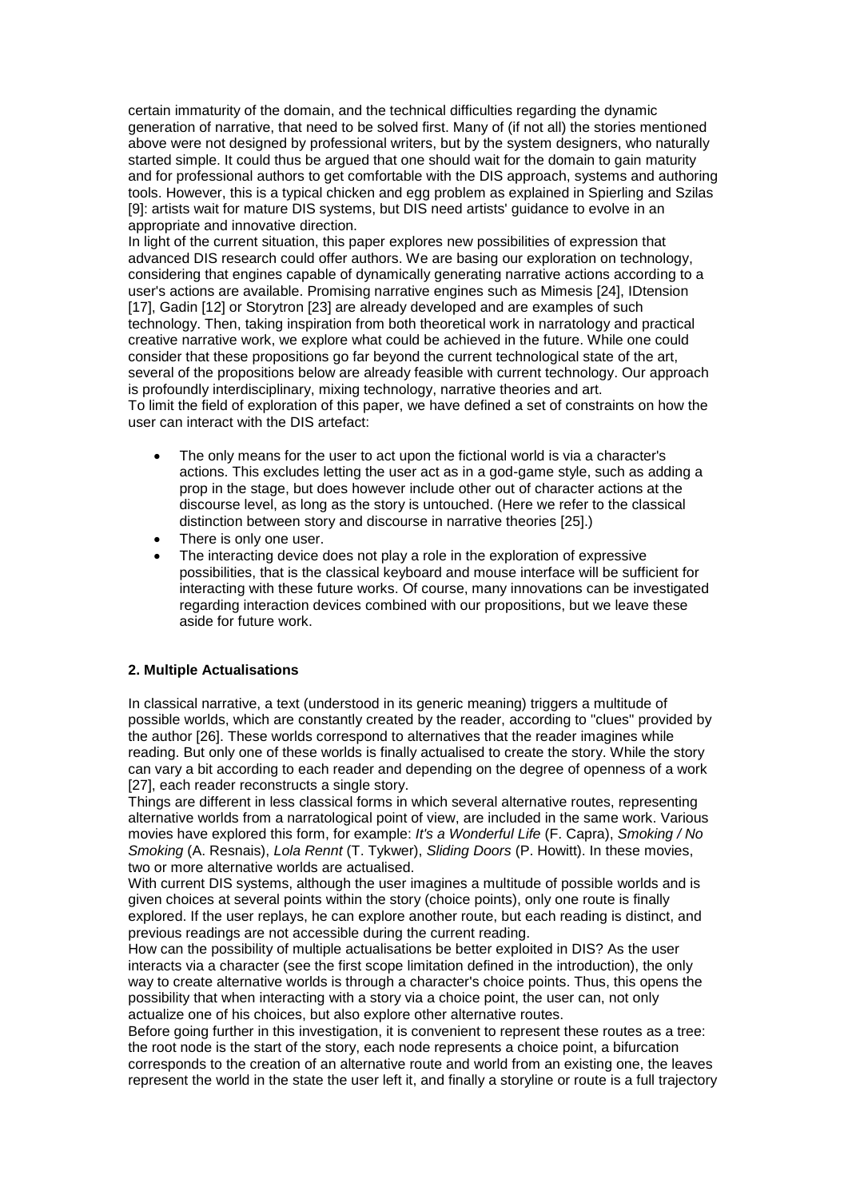certain immaturity of the domain, and the technical difficulties regarding the dynamic generation of narrative, that need to be solved first. Many of (if not all) the stories mentioned above were not designed by professional writers, but by the system designers, who naturally started simple. It could thus be argued that one should wait for the domain to gain maturity and for professional authors to get comfortable with the DIS approach, systems and authoring tools. However, this is a typical chicken and egg problem as explained in Spierling and Szilas [9]: artists wait for mature DIS systems, but DIS need artists' guidance to evolve in an appropriate and innovative direction.

In light of the current situation, this paper explores new possibilities of expression that advanced DIS research could offer authors. We are basing our exploration on technology, considering that engines capable of dynamically generating narrative actions according to a user's actions are available. Promising narrative engines such as Mimesis [24], IDtension [17], Gadin [12] or Storytron [23] are already developed and are examples of such technology. Then, taking inspiration from both theoretical work in narratology and practical creative narrative work, we explore what could be achieved in the future. While one could consider that these propositions go far beyond the current technological state of the art, several of the propositions below are already feasible with current technology. Our approach is profoundly interdisciplinary, mixing technology, narrative theories and art.

To limit the field of exploration of this paper, we have defined a set of constraints on how the user can interact with the DIS artefact:

- The only means for the user to act upon the fictional world is via a character's actions. This excludes letting the user act as in a god-game style, such as adding a prop in the stage, but does however include other out of character actions at the discourse level, as long as the story is untouched. (Here we refer to the classical distinction between story and discourse in narrative theories [25].)
- There is only one user.
- The interacting device does not play a role in the exploration of expressive possibilities, that is the classical keyboard and mouse interface will be sufficient for interacting with these future works. Of course, many innovations can be investigated regarding interaction devices combined with our propositions, but we leave these aside for future work.

## 2. Multiple Actualisations

In classical narrative, a text (understood in its generic meaning) triggers a multitude of possible worlds, which are constantly created by the reader, according to "clues" provided by the author [26]. These worlds correspond to alternatives that the reader imagines while reading. But only one of these worlds is finally actualised to create the story. While the story can vary a bit according to each reader and depending on the degree of openness of a work [27], each reader reconstructs a single story.

Things are different in less classical forms in which several alternative routes, representing alternative worlds from a narratological point of view, are included in the same work. Various movies have explored this form, for example: *It's a Wonderful Life* (F. Capra), *Smoking / No Smoking* (A. Resnais), *Lola Rennt* (T. Tykwer), *Sliding Doors* (P. Howitt). In these movies, two or more alternative worlds are actualised.

With current DIS systems, although the user imagines a multitude of possible worlds and is given choices at several points within the story (choice points), only one route is finally explored. If the user replays, he can explore another route, but each reading is distinct, and previous readings are not accessible during the current reading.

How can the possibility of multiple actualisations be better exploited in DIS? As the user interacts via a character (see the first scope limitation defined in the introduction), the only way to create alternative worlds is through a character's choice points. Thus, this opens the possibility that when interacting with a story via a choice point, the user can, not only actualize one of his choices, but also explore other alternative routes.

Before going further in this investigation, it is convenient to represent these routes as a tree: the root node is the start of the story, each node represents a choice point, a bifurcation corresponds to the creation of an alternative route and world from an existing one, the leaves represent the world in the state the user left it, and finally a storyline or route is a full trajectory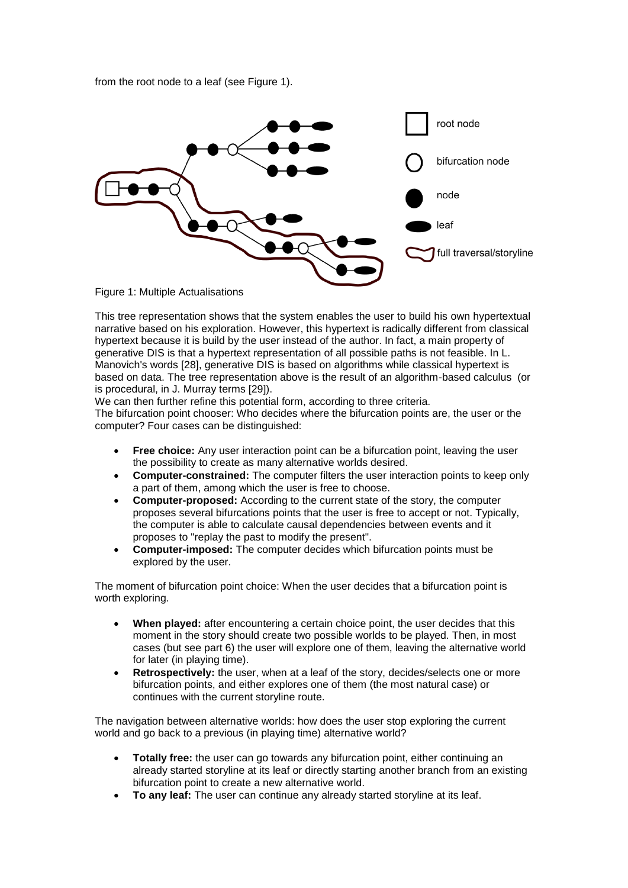from the root node to a leaf (see Figure 1).

Figure 1: Multiple Actualisations

This tree representation shows that the system enables the user to build his own hypertextual narrative based on his exploration. However, this hypertext is radically different from classical hypertext because it is build by the user instead of the author. In fact, a main property of generative DIS is that a hypertext representation of all possible paths is not feasible. In L. Manovich's words [28], generative DIS is based on algorithms while classical hypertext is based on data. The tree representation above is the result of an algorithm-based calculus (or is procedural, in J. Murray terms [29]).

We can then further refine this potential form, according to three criteria.

The bifurcation point chooser: Who decides where the bifurcation points are, the user or the computer? Four cases can be distinguished:

- **Free choice:** Any user interaction point can be a bifurcation point, leaving the user the possibility to create as many alternative worlds desired.
- **Computer-constrained:** The computer filters the user interaction points to keep only a part of them, among which the user is free to choose.
- **Computer-proposed:** According to the current state of the story, the computer proposes several bifurcations points that the user is free to accept or not. Typically, the computer is able to calculate causal dependencies between events and it proposes to "replay the past to modify the present".
- **Computer-imposed:** The computer decides which bifurcation points must be explored by the user.

The moment of bifurcation point choice: When the user decides that a bifurcation point is worth exploring.

- **When played:** after encountering a certain choice point, the user decides that this moment in the story should create two possible worlds to be played. Then, in most cases (but see part 6) the user will explore one of them, leaving the alternative world for later (in playing time).
- **Retrospectively:** the user, when at a leaf of the story, decides/selects one or more bifurcation points, and either explores one of them (the most natural case) or continues with the current storyline route.

The navigation between alternative worlds: how does the user stop exploring the current world and go back to a previous (in playing time) alternative world?

- **Totally free:** the user can go towards any bifurcation point, either continuing an already started storyline at its leaf or directly starting another branch from an existing bifurcation point to create a new alternative world.
- **To any leaf:** The user can continue any already started storyline at its leaf.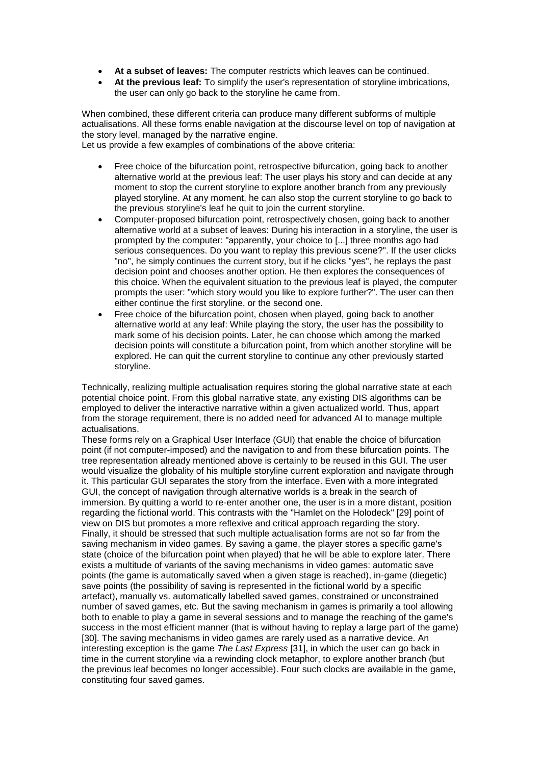- **At a subset of leaves:** The computer restricts which leaves can be continued.
- **At the previous leaf:** To simplify the user's representation of storyline imbrications, the user can only go back to the storyline he came from.

When combined, these different criteria can produce many different subforms of multiple actualisations. All these forms enable navigation at the discourse level on top of navigation at the story level, managed by the narrative engine.
Let us provide a few examples of combinations of the above criteria:

- Free choice of the bifurcation point, retrospective bifurcation, going back to another alternative world at the previous leaf: The user plays his story and can decide at any moment to stop the current storyline to explore another branch from any previously played storyline. At any moment, he can also stop the current storyline to go back to the previous storyline's leaf he quit to join the current storyline.
- Computer-proposed bifurcation point, retrospectively chosen, going back to another alternative world at a subset of leaves: During his interaction in a storyline, the user is prompted by the computer: "apparently, your choice to [...] three months ago had serious consequences. Do you want to replay this previous scene?". If the user clicks "no", he simply continues the current story, but if he clicks "yes", he replays the past decision point and chooses another option. He then explores the consequences of this choice. When the equivalent situation to the previous leaf is played, the computer prompts the user: "which story would you like to explore further?". The user can then either continue the first storyline, or the second one.
- Free choice of the bifurcation point, chosen when played, going back to another alternative world at any leaf: While playing the story, the user has the possibility to mark some of his decision points. Later, he can choose which among the marked decision points will constitute a bifurcation point, from which another storyline will be explored. He can quit the current storyline to continue any other previously started storyline.

Technically, realizing multiple actualisation requires storing the global narrative state at each potential choice point. From this global narrative state, any existing DIS algorithms can be employed to deliver the interactive narrative within a given actualized world. Thus, appart from the storage requirement, there is no added need for advanced AI to manage multiple actualisations.
These forms rely on a Graphical User Interface (GUI) that enable the choice of bifurcation point (if not computer-imposed) and the navigation to and from these bifurcation points. The tree representation already mentioned above is certainly to be reused in this GUI. The user would visualize the globality of his multiple storyline current exploration and navigate through it. This particular GUI separates the story from the interface. Even with a more integrated GUI, the concept of navigation through alternative worlds is a break in the search of immersion. By quitting a world to re-enter another one, the user is in a more distant, position regarding the fictional world. This contrasts with the "Hamlet on the Holodeck" [29] point of view on DIS but promotes a more reflexive and critical approach regarding the story.
Finally, it should be stressed that such multiple actualisation forms are not so far from the saving mechanism in video games. By saving a game, the player stores a specific game's state (choice of the bifurcation point when played) that he will be able to explore later. There exists a multitude of variants of the saving mechanisms in video games: automatic save points (the game is automatically saved when a given stage is reached), in-game (diegetic) save points (the possibility of saving is represented in the fictional world by a specific artefact), manually vs. automatically labelled saved games, constrained or unconstrained number of saved games, etc. But the saving mechanism in games is primarily a tool allowing both to enable to play a game in several sessions and to manage the reaching of the game's success in the most efficient manner (that is without having to replay a large part of the game) [30]. The saving mechanisms in video games are rarely used as a narrative device. An interesting exception is the game *The Last Express* [31], in which the user can go back in time in the current storyline via a rewinding clock metaphor, to explore another branch (but the previous leaf becomes no longer accessible). Four such clocks are available in the game, constituting four saved games.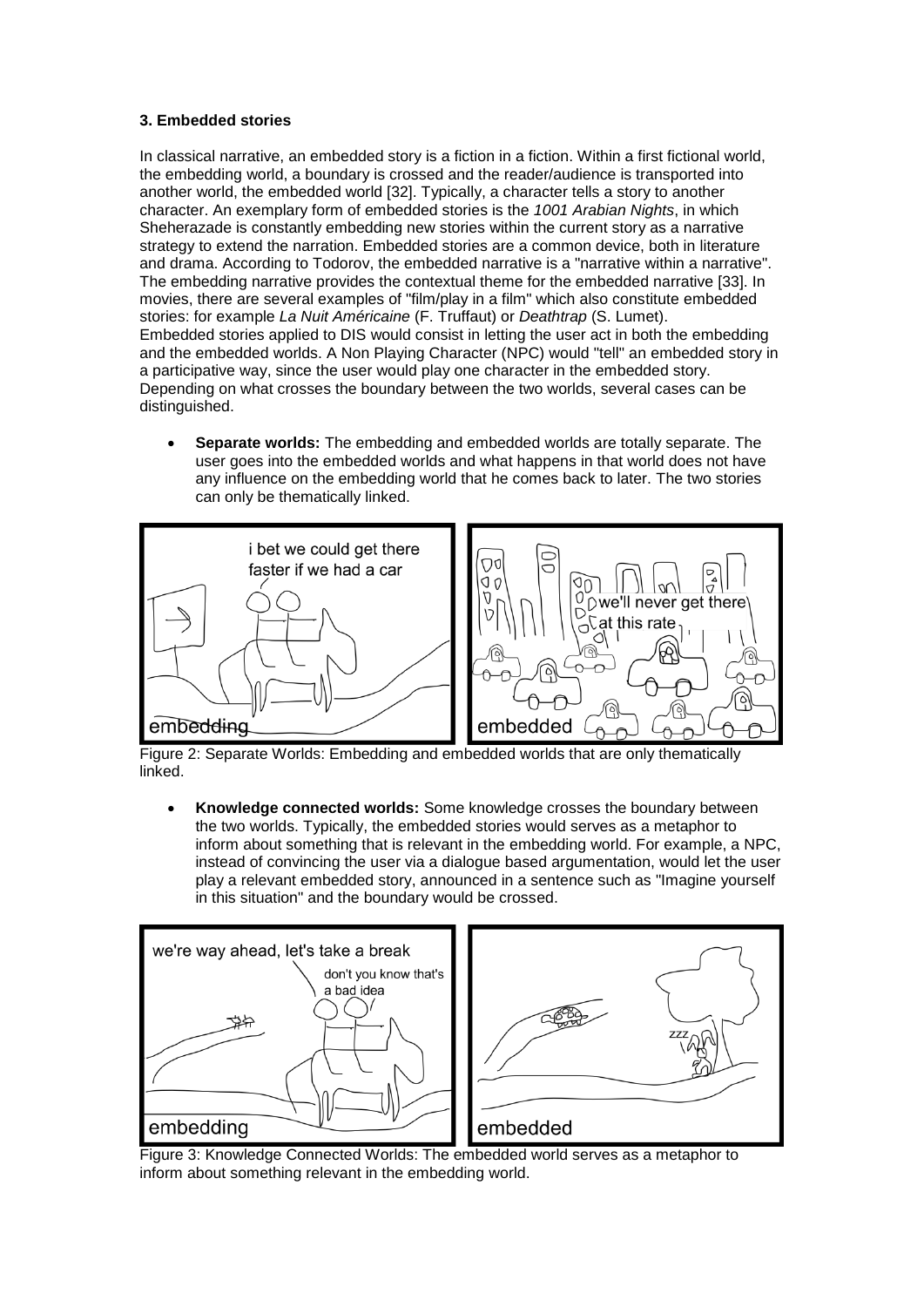**3. Embedded stories**

In classical narrative, an embedded story is a fiction in a fiction. Within a first fictional world, the embedding world, a boundary is crossed and the reader/audience is transported into another world, the embedded world [32]. Typically, a character tells a story to another character. An exemplary form of embedded stories is the *1001 Arabian Nights*, in which Sheherazade is constantly embedding new stories within the current story as a narrative strategy to extend the narration. Embedded stories are a common device, both in literature and drama. According to Todorov, the embedded narrative is a "narrative within a narrative". The embedding narrative provides the contextual theme for the embedded narrative [33]. In movies, there are several examples of "film/play in a film" which also constitute embedded stories: for example *La Nuit Américaine* (F. Truffaut) or *Deathtrap* (S. Lumet).
Embedded stories applied to DIS would consist in letting the user act in both the embedding and the embedded worlds. A Non Playing Character (NPC) would "tell" an embedded story in a participative way, since the user would play one character in the embedded story. Depending on what crosses the boundary between the two worlds, several cases can be distinguished.

- **Separate worlds:** The embedding and embedded worlds are totally separate. The user goes into the embedded worlds and what happens in that world does not have any influence on the embedding world that he comes back to later. The two stories can only be thematically linked.

i bet we could get there faster if we had a car

embedding

we'll never get there at this rate

embedded

Figure 2: Separate Worlds: Embedding and embedded worlds that are only thematically linked.

- **Knowledge connected worlds:** Some knowledge crosses the boundary between the two worlds. Typically, the embedded stories would serves as a metaphor to inform about something that is relevant in the embedding world. For example, a NPC, instead of convincing the user via a dialogue based argumentation, would let the user play a relevant embedded story, announced in a sentence such as "Imagine yourself in this situation" and the boundary would be crossed.

we're way ahead, let's take a break

don't you know that's a bad idea

embedding

zzz

embedded

Figure 3: Knowledge Connected Worlds: The embedded world serves as a metaphor to inform about something relevant in the embedding world.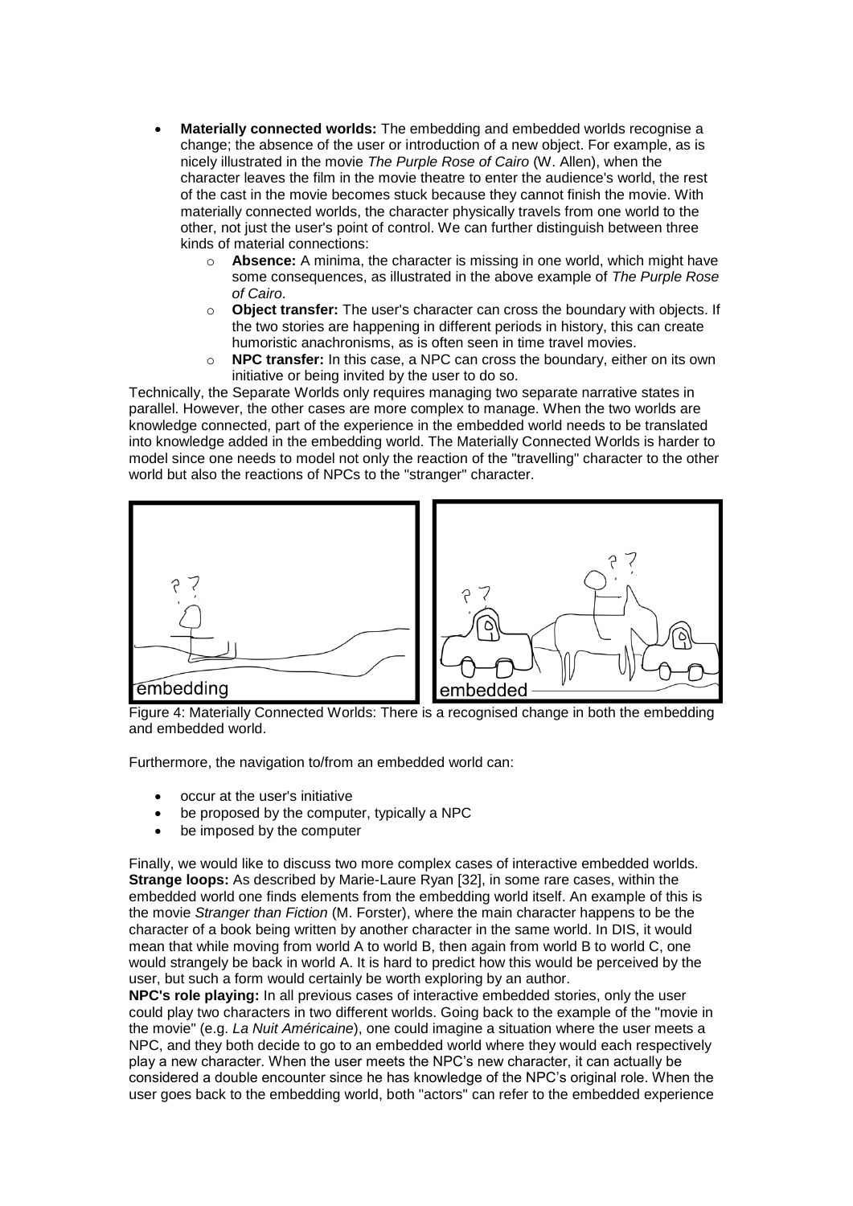- **Materially connected worlds:** The embedding and embedded worlds recognise a change; the absence of the user or introduction of a new object. For example, as is nicely illustrated in the movie *The Purple Rose of Cairo* (W. Allen), when the character leaves the film in the movie theatre to enter the audience's world, the rest of the cast in the movie becomes stuck because they cannot finish the movie. With materially connected worlds, the character physically travels from one world to the other, not just the user's point of control. We can further distinguish between three kinds of material connections:
  - **Absence:** A minima, the character is missing in one world, which might have some consequences, as illustrated in the above example of *The Purple Rose of Cairo*.
  - **Object transfer:** The user's character can cross the boundary with objects. If the two stories are happening in different periods in history, this can create humoristic anachronisms, as is often seen in time travel movies.
  - **NPC transfer:** In this case, a NPC can cross the boundary, either on its own initiative or being invited by the user to do so.

Technically, the Separate Worlds only requires managing two separate narrative states in parallel. However, the other cases are more complex to manage. When the two worlds are knowledge connected, part of the experience in the embedded world needs to be translated into knowledge added in the embedding world. The Materially Connected Worlds is harder to model since one needs to model not only the reaction of the "travelling" character to the other world but also the reactions of NPCs to the "stranger" character.

embedding

embedded

Figure 4: Materially Connected Worlds: There is a recognised change in both the embedding and embedded world.

Furthermore, the navigation to/from an embedded world can:

- occur at the user's initiative
- be proposed by the computer, typically a NPC
- be imposed by the computer

Finally, we would like to discuss two more complex cases of interactive embedded worlds.
**Strange loops:** As described by Marie-Laure Ryan [32], in some rare cases, within the embedded world one finds elements from the embedding world itself. An example of this is the movie *Stranger than Fiction* (M. Forster), where the main character happens to be the character of a book being written by another character in the same world. In DIS, it would mean that while moving from world A to world B, then again from world B to world C, one would strangely be back in world A. It is hard to predict how this would be perceived by the user, but such a form would certainly be worth exploring by an author.
**NPC's role playing:** In all previous cases of interactive embedded stories, only the user could play two characters in two different worlds. Going back to the example of the "movie in the movie" (e.g. *La Nuit Américaine*), one could imagine a situation where the user meets a NPC, and they both decide to go to an embedded world where they would each respectively play a new character. When the user meets the NPC's new character, it can actually be considered a double encounter since he has knowledge of the NPC's original role. When the user goes back to the embedding world, both "actors" can refer to the embedded experience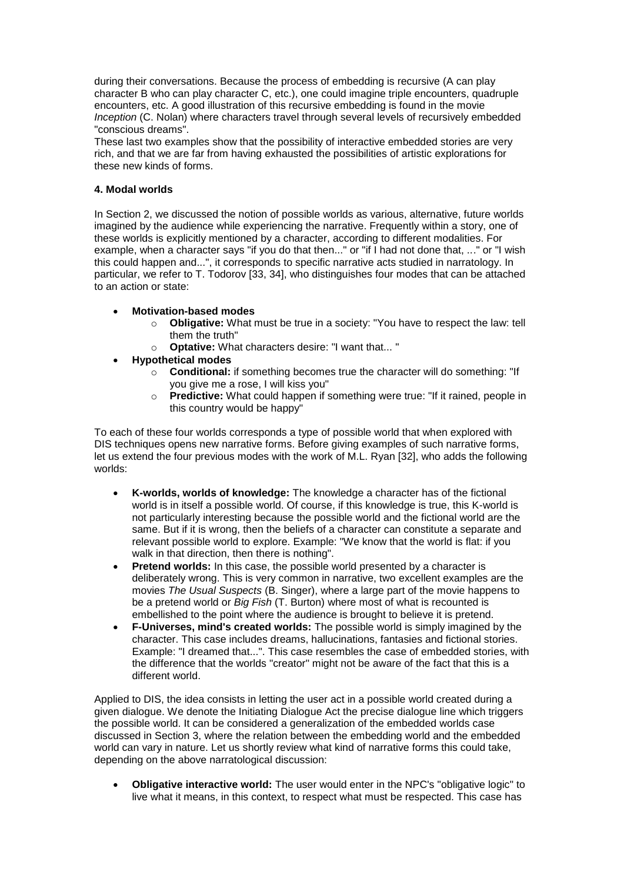during their conversations. Because the process of embedding is recursive (A can play character B who can play character C, etc.), one could imagine triple encounters, quadruple encounters, etc. A good illustration of this recursive embedding is found in the movie *Inception* (C. Nolan) where characters travel through several levels of recursively embedded "conscious dreams".
These last two examples show that the possibility of interactive embedded stories are very rich, and that we are far from having exhausted the possibilities of artistic explorations for these new kinds of forms.

#### 4. Modal worlds

In Section 2, we discussed the notion of possible worlds as various, alternative, future worlds imagined by the audience while experiencing the narrative. Frequently within a story, one of these worlds is explicitly mentioned by a character, according to different modalities. For example, when a character says "if you do that then..." or "if I had not done that, ..." or "I wish this could happen and...", it corresponds to specific narrative acts studied in narratology. In particular, we refer to T. Todorov [33, 34], who distinguishes four modes that can be attached to an action or state:

- **Motivation-based modes**
  - **Obligative:** What must be true in a society: "You have to respect the law: tell them the truth"
  - **Optative:** What characters desire: "I want that... "
- **Hypothetical modes**
  - **Conditional:** if something becomes true the character will do something: "If you give me a rose, I will kiss you"
  - **Predictive:** What could happen if something were true: "If it rained, people in this country would be happy"

To each of these four worlds corresponds a type of possible world that when explored with DIS techniques opens new narrative forms. Before giving examples of such narrative forms, let us extend the four previous modes with the work of M.L. Ryan [32], who adds the following worlds:

- **K-worlds, worlds of knowledge:** The knowledge a character has of the fictional world is in itself a possible world. Of course, if this knowledge is true, this K-world is not particularly interesting because the possible world and the fictional world are the same. But if it is wrong, then the beliefs of a character can constitute a separate and relevant possible world to explore. Example: "We know that the world is flat: if you walk in that direction, then there is nothing".
- **Pretend worlds:** In this case, the possible world presented by a character is deliberately wrong. This is very common in narrative, two excellent examples are the movies *The Usual Suspects* (B. Singer), where a large part of the movie happens to be a pretend world or *Big Fish* (T. Burton) where most of what is recounted is embellished to the point where the audience is brought to believe it is pretend.
- **F-Universes, mind's created worlds:** The possible world is simply imagined by the character. This case includes dreams, hallucinations, fantasies and fictional stories. Example: "I dreamed that...". This case resembles the case of embedded stories, with the difference that the worlds "creator" might not be aware of the fact that this is a different world.

Applied to DIS, the idea consists in letting the user act in a possible world created during a given dialogue. We denote the Initiating Dialogue Act the precise dialogue line which triggers the possible world. It can be considered a generalization of the embedded worlds case discussed in Section 3, where the relation between the embedding world and the embedded world can vary in nature. Let us shortly review what kind of narrative forms this could take, depending on the above narratological discussion:

- **Obligative interactive world:** The user would enter in the NPC's "obligative logic" to live what it means, in this context, to respect what must be respected. This case has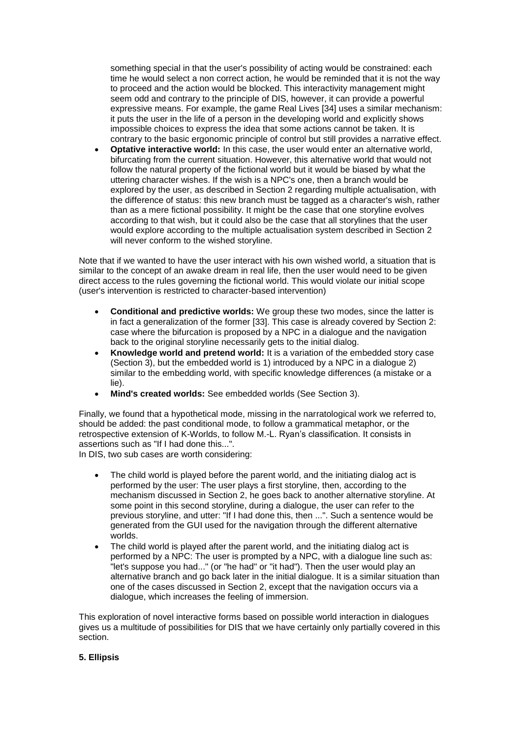something special in that the user's possibility of acting would be constrained: each time he would select a non correct action, he would be reminded that it is not the way to proceed and the action would be blocked. This interactivity management might seem odd and contrary to the principle of DIS, however, it can provide a powerful expressive means. For example, the game Real Lives [34] uses a similar mechanism: it puts the user in the life of a person in the developing world and explicitly shows impossible choices to express the idea that some actions cannot be taken. It is contrary to the basic ergonomic principle of control but still provides a narrative effect.

- **Optative interactive world:** In this case, the user would enter an alternative world, bifurcating from the current situation. However, this alternative world that would not follow the natural property of the fictional world but it would be biased by what the uttering character wishes. If the wish is a NPC's one, then a branch would be explored by the user, as described in Section 2 regarding multiple actualisation, with the difference of status: this new branch must be tagged as a character's wish, rather than as a mere fictional possibility. It might be the case that one storyline evolves according to that wish, but it could also be the case that all storylines that the user would explore according to the multiple actualisation system described in Section 2 will never conform to the wished storyline.

Note that if we wanted to have the user interact with his own wished world, a situation that is similar to the concept of an awake dream in real life, then the user would need to be given direct access to the rules governing the fictional world. This would violate our initial scope (user's intervention is restricted to character-based intervention)

- **Conditional and predictive worlds:** We group these two modes, since the latter is in fact a generalization of the former [33]. This case is already covered by Section 2: case where the bifurcation is proposed by a NPC in a dialogue and the navigation back to the original storyline necessarily gets to the initial dialog.
- **Knowledge world and pretend world:** It is a variation of the embedded story case (Section 3), but the embedded world is 1) introduced by a NPC in a dialogue 2) similar to the embedding world, with specific knowledge differences (a mistake or a lie).
- **Mind's created worlds:** See embedded worlds (See Section 3).

Finally, we found that a hypothetical mode, missing in the narratological work we referred to, should be added: the past conditional mode, to follow a grammatical metaphor, or the retrospective extension of K-Worlds, to follow M.-L. Ryan's classification. It consists in assertions such as "If I had done this...".
In DIS, two sub cases are worth considering:

- The child world is played before the parent world, and the initiating dialog act is performed by the user: The user plays a first storyline, then, according to the mechanism discussed in Section 2, he goes back to another alternative storyline. At some point in this second storyline, during a dialogue, the user can refer to the previous storyline, and utter: "If I had done this, then ...". Such a sentence would be generated from the GUI used for the navigation through the different alternative worlds.
- The child world is played after the parent world, and the initiating dialog act is performed by a NPC: The user is prompted by a NPC, with a dialogue line such as: "let's suppose you had..." (or "he had" or "it had"). Then the user would play an alternative branch and go back later in the initial dialogue. It is a similar situation than one of the cases discussed in Section 2, except that the navigation occurs via a dialogue, which increases the feeling of immersion.

This exploration of novel interactive forms based on possible world interaction in dialogues gives us a multitude of possibilities for DIS that we have certainly only partially covered in this section.

**5. Ellipsis**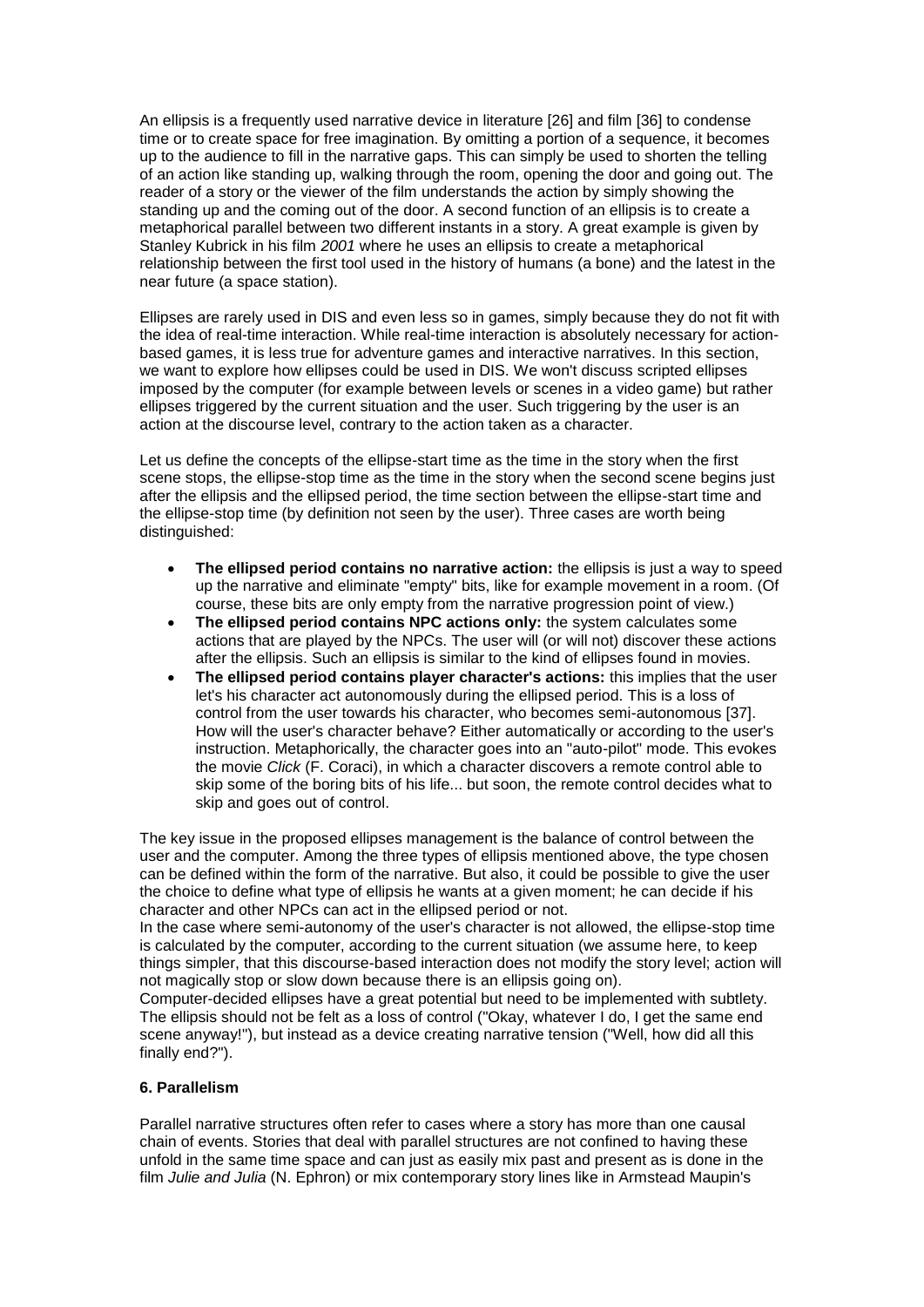An ellipsis is a frequently used narrative device in literature [26] and film [36] to condense time or to create space for free imagination. By omitting a portion of a sequence, it becomes up to the audience to fill in the narrative gaps. This can simply be used to shorten the telling of an action like standing up, walking through the room, opening the door and going out. The reader of a story or the viewer of the film understands the action by simply showing the standing up and the coming out of the door. A second function of an ellipsis is to create a metaphorical parallel between two different instants in a story. A great example is given by Stanley Kubrick in his film *2001* where he uses an ellipsis to create a metaphorical relationship between the first tool used in the history of humans (a bone) and the latest in the near future (a space station).

Ellipses are rarely used in DIS and even less so in games, simply because they do not fit with the idea of real-time interaction. While real-time interaction is absolutely necessary for action-based games, it is less true for adventure games and interactive narratives. In this section, we want to explore how ellipses could be used in DIS. We won't discuss scripted ellipses imposed by the computer (for example between levels or scenes in a video game) but rather ellipses triggered by the current situation and the user. Such triggering by the user is an action at the discourse level, contrary to the action taken as a character.

Let us define the concepts of the ellipse-start time as the time in the story when the first scene stops, the ellipse-stop time as the time in the story when the second scene begins just after the ellipsis and the ellipsed period, the time section between the ellipse-start time and the ellipse-stop time (by definition not seen by the user). Three cases are worth being distinguished:

- **The ellipsed period contains no narrative action:** the ellipsis is just a way to speed up the narrative and eliminate "empty" bits, like for example movement in a room. (Of course, these bits are only empty from the narrative progression point of view.)
- **The ellipsed period contains NPC actions only:** the system calculates some actions that are played by the NPCs. The user will (or will not) discover these actions after the ellipsis. Such an ellipsis is similar to the kind of ellipses found in movies.
- **The ellipsed period contains player character's actions:** this implies that the user let's his character act autonomously during the ellipsed period. This is a loss of control from the user towards his character, who becomes semi-autonomous [37]. How will the user's character behave? Either automatically or according to the user's instruction. Metaphorically, the character goes into an "auto-pilot" mode. This evokes the movie *Click* (F. Coraci), in which a character discovers a remote control able to skip some of the boring bits of his life... but soon, the remote control decides what to skip and goes out of control.

The key issue in the proposed ellipses management is the balance of control between the user and the computer. Among the three types of ellipsis mentioned above, the type chosen can be defined within the form of the narrative. But also, it could be possible to give the user the choice to define what type of ellipsis he wants at a given moment; he can decide if his character and other NPCs can act in the ellipsed period or not.

In the case where semi-autonomy of the user's character is not allowed, the ellipse-stop time is calculated by the computer, according to the current situation (we assume here, to keep things simpler, that this discourse-based interaction does not modify the story level; action will not magically stop or slow down because there is an ellipsis going on).

Computer-decided ellipses have a great potential but need to be implemented with subtlety. The ellipsis should not be felt as a loss of control ("Okay, whatever I do, I get the same end scene anyway!"), but instead as a device creating narrative tension ("Well, how did all this finally end?").

## 6. Parallelism

Parallel narrative structures often refer to cases where a story has more than one causal chain of events. Stories that deal with parallel structures are not confined to having these unfold in the same time space and can just as easily mix past and present as is done in the film *Julie and Julia* (N. Ephron) or mix contemporary story lines like in Armstead Maupin's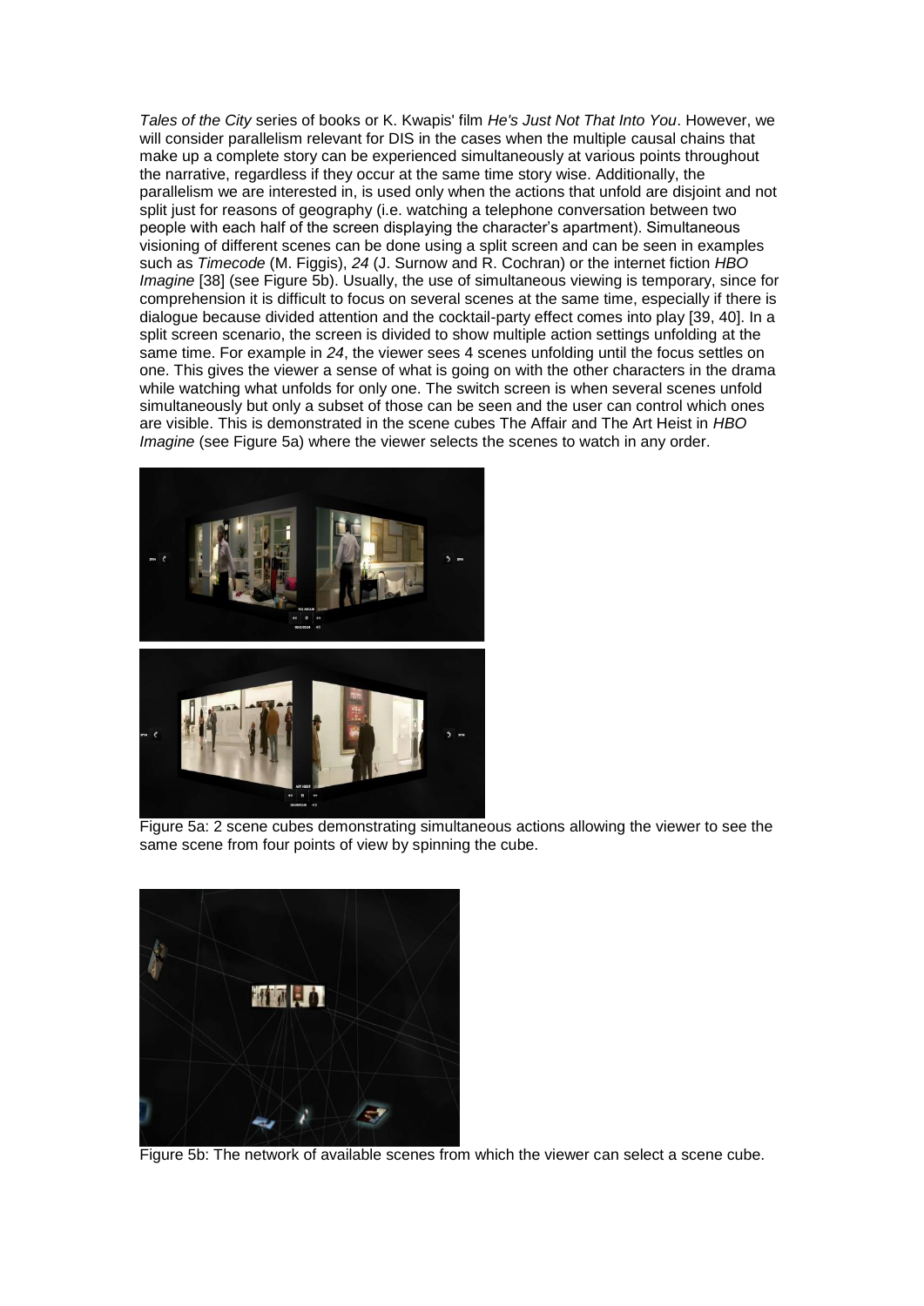*Tales of the City* series of books or K. Kwapis' film *He's Just Not That Into You*. However, we will consider parallelism relevant for DIS in the cases when the multiple causal chains that make up a complete story can be experienced simultaneously at various points throughout the narrative, regardless if they occur at the same time story wise. Additionally, the parallelism we are interested in, is used only when the actions that unfold are disjoint and not split just for reasons of geography (i.e. watching a telephone conversation between two people with each half of the screen displaying the character's apartment). Simultaneous visioning of different scenes can be done using a split screen and can be seen in examples such as *Timecode* (M. Figgis), *24* (J. Surnow and R. Cochran) or the internet fiction *HBO Imagine* [38] (see Figure 5b). Usually, the use of simultaneous viewing is temporary, since for comprehension it is difficult to focus on several scenes at the same time, especially if there is dialogue because divided attention and the cocktail-party effect comes into play [39, 40]. In a split screen scenario, the screen is divided to show multiple action settings unfolding at the same time. For example in *24*, the viewer sees 4 scenes unfolding until the focus settles on one. This gives the viewer a sense of what is going on with the other characters in the drama while watching what unfolds for only one. The switch screen is when several scenes unfold simultaneously but only a subset of those can be seen and the user can control which ones are visible. This is demonstrated in the scene cubes The Affair and The Art Heist in *HBO Imagine* (see Figure 5a) where the viewer selects the scenes to watch in any order.

Figure 5a: 2 scene cubes demonstrating simultaneous actions allowing the viewer to see the same scene from four points of view by spinning the cube.

Figure 5b: The network of available scenes from which the viewer can select a scene cube.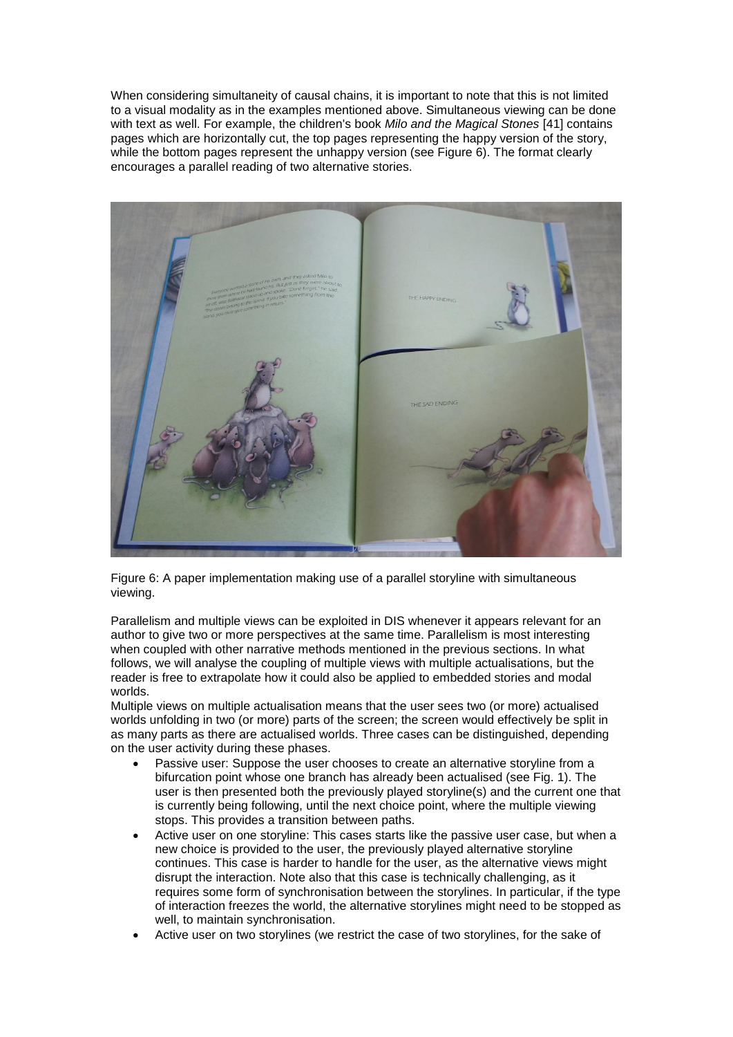When considering simultaneity of causal chains, it is important to note that this is not limited to a visual modality as in the examples mentioned above. Simultaneous viewing can be done with text as well. For example, the children's book *Milo and the Magical Stones* [41] contains pages which are horizontally cut, the top pages representing the happy version of the story, while the bottom pages represent the unhappy version (see Figure 6). The format clearly encourages a parallel reading of two alternative stories.

Figure 6: A paper implementation making use of a parallel storyline with simultaneous viewing.

Parallelism and multiple views can be exploited in DIS whenever it appears relevant for an author to give two or more perspectives at the same time. Parallelism is most interesting when coupled with other narrative methods mentioned in the previous sections. In what follows, we will analyse the coupling of multiple views with multiple actualisations, but the reader is free to extrapolate how it could also be applied to embedded stories and modal worlds.

Multiple views on multiple actualisation means that the user sees two (or more) actualised worlds unfolding in two (or more) parts of the screen; the screen would effectively be split in as many parts as there are actualised worlds. Three cases can be distinguished, depending on the user activity during these phases.

- Passive user: Suppose the user chooses to create an alternative storyline from a bifurcation point whose one branch has already been actualised (see Fig. 1). The user is then presented both the previously played storyline(s) and the current one that is currently being following, until the next choice point, where the multiple viewing stops. This provides a transition between paths.
- Active user on one storyline: This cases starts like the passive user case, but when a new choice is provided to the user, the previously played alternative storyline continues. This case is harder to handle for the user, as the alternative views might disrupt the interaction. Note also that this case is technically challenging, as it requires some form of synchronisation between the storylines. In particular, if the type of interaction freezes the world, the alternative storylines might need to be stopped as well, to maintain synchronisation.
- Active user on two storylines (we restrict the case of two storylines, for the sake of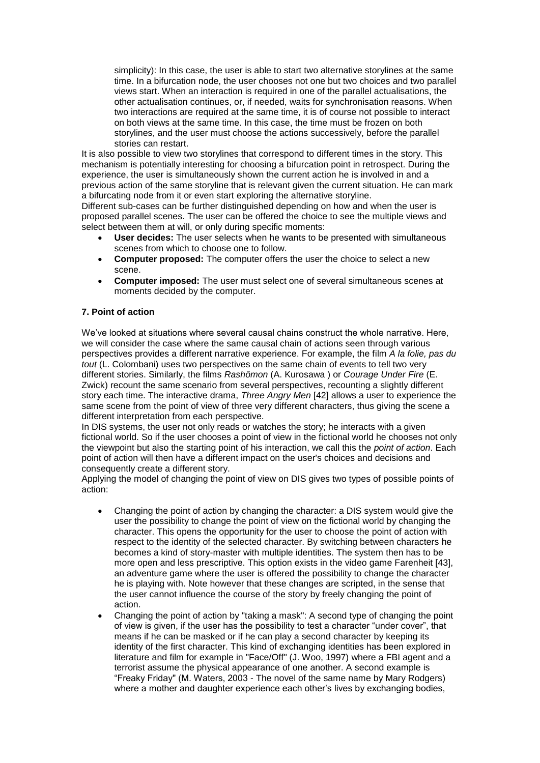simplicity): In this case, the user is able to start two alternative storylines at the same time. In a bifurcation node, the user chooses not one but two choices and two parallel views start. When an interaction is required in one of the parallel actualisations, the other actualisation continues, or, if needed, waits for synchronisation reasons. When two interactions are required at the same time, it is of course not possible to interact on both views at the same time. In this case, the time must be frozen on both storylines, and the user must choose the actions successively, before the parallel stories can restart.

It is also possible to view two storylines that correspond to different times in the story. This mechanism is potentially interesting for choosing a bifurcation point in retrospect. During the experience, the user is simultaneously shown the current action he is involved in and a previous action of the same storyline that is relevant given the current situation. He can mark a bifurcating node from it or even start exploring the alternative storyline.

Different sub-cases can be further distinguished depending on how and when the user is proposed parallel scenes. The user can be offered the choice to see the multiple views and select between them at will, or only during specific moments:

- **User decides:** The user selects when he wants to be presented with simultaneous scenes from which to choose one to follow.
- **Computer proposed:** The computer offers the user the choice to select a new scene.
- **Computer imposed:** The user must select one of several simultaneous scenes at moments decided by the computer.

### 7. Point of action

We've looked at situations where several causal chains construct the whole narrative. Here, we will consider the case where the same causal chain of actions seen through various perspectives provides a different narrative experience. For example, the film *A la folie, pas du tout* (L. Colombani) uses two perspectives on the same chain of events to tell two very different stories. Similarly, the films *Rashômon* (A. Kurosawa ) or *Courage Under Fire* (E. Zwick) recount the same scenario from several perspectives, recounting a slightly different story each time. The interactive drama, *Three Angry Men* [42] allows a user to experience the same scene from the point of view of three very different characters, thus giving the scene a different interpretation from each perspective.

In DIS systems, the user not only reads or watches the story; he interacts with a given fictional world. So if the user chooses a point of view in the fictional world he chooses not only the viewpoint but also the starting point of his interaction, we call this the *point of action*. Each point of action will then have a different impact on the user's choices and decisions and consequently create a different story.

Applying the model of changing the point of view on DIS gives two types of possible points of action:

- Changing the point of action by changing the character: a DIS system would give the user the possibility to change the point of view on the fictional world by changing the character. This opens the opportunity for the user to choose the point of action with respect to the identity of the selected character. By switching between characters he becomes a kind of story-master with multiple identities. The system then has to be more open and less prescriptive. This option exists in the video game Farenheit [43], an adventure game where the user is offered the possibility to change the character he is playing with. Note however that these changes are scripted, in the sense that the user cannot influence the course of the story by freely changing the point of action.
- Changing the point of action by "taking a mask": A second type of changing the point of view is given, if the user has the possibility to test a character "under cover", that means if he can be masked or if he can play a second character by keeping its identity of the first character. This kind of exchanging identities has been explored in literature and film for example in "Face/Off" (J. Woo, 1997) where a FBI agent and a terrorist assume the physical appearance of one another. A second example is "Freaky Friday" (M. Waters, 2003 - The novel of the same name by Mary Rodgers) where a mother and daughter experience each other's lives by exchanging bodies,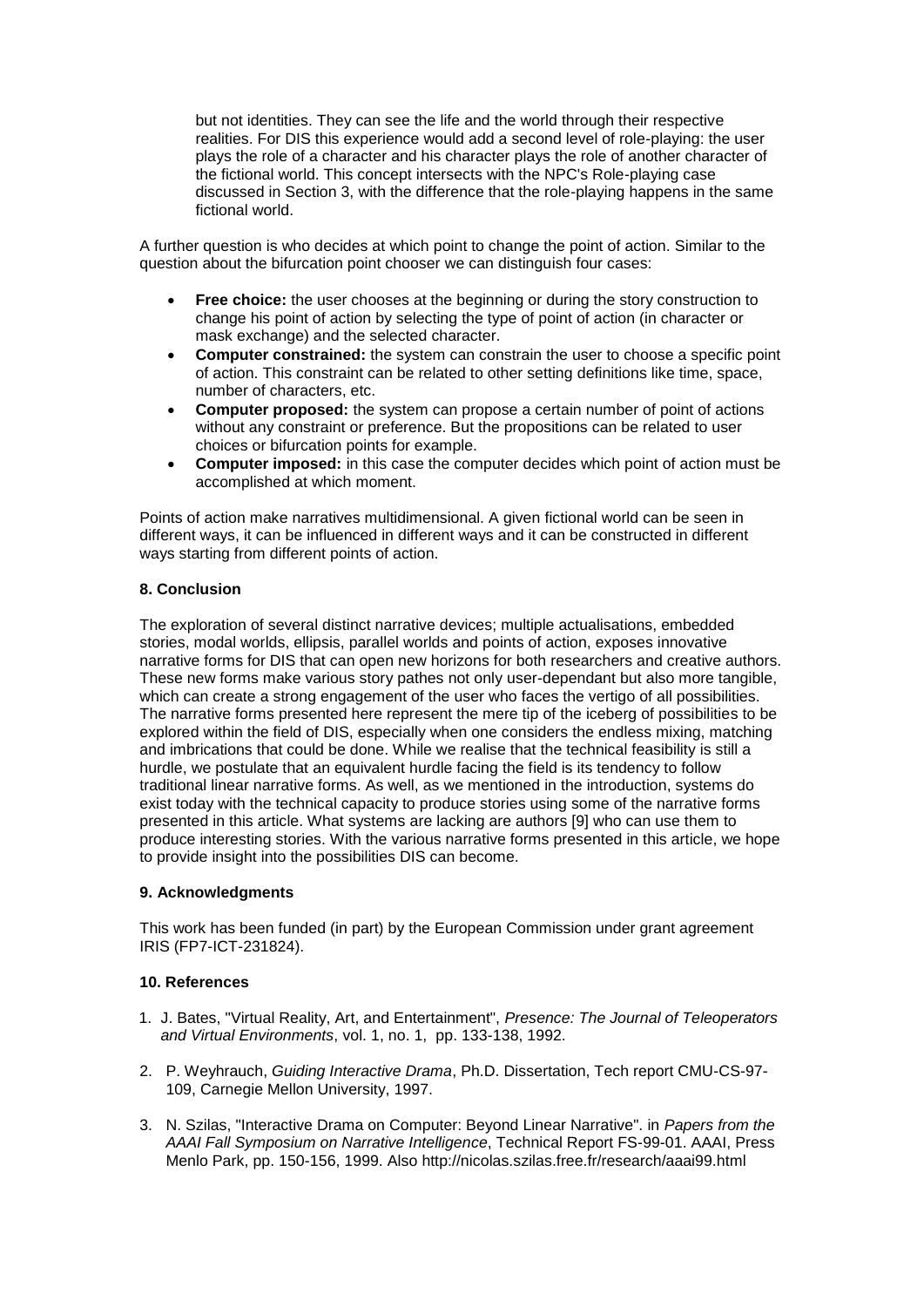but not identities. They can see the life and the world through their respective realities. For DIS this experience would add a second level of role-playing: the user plays the role of a character and his character plays the role of another character of the fictional world. This concept intersects with the NPC's Role-playing case discussed in Section 3, with the difference that the role-playing happens in the same fictional world.

A further question is who decides at which point to change the point of action. Similar to the question about the bifurcation point chooser we can distinguish four cases:

- **Free choice:** the user chooses at the beginning or during the story construction to change his point of action by selecting the type of point of action (in character or mask exchange) and the selected character.
- **Computer constrained:** the system can constrain the user to choose a specific point of action. This constraint can be related to other setting definitions like time, space, number of characters, etc.
- **Computer proposed:** the system can propose a certain number of point of actions without any constraint or preference. But the propositions can be related to user choices or bifurcation points for example.
- **Computer imposed:** in this case the computer decides which point of action must be accomplished at which moment.

Points of action make narratives multidimensional. A given fictional world can be seen in different ways, it can be influenced in different ways and it can be constructed in different ways starting from different points of action.

**8. Conclusion**

The exploration of several distinct narrative devices; multiple actualisations, embedded stories, modal worlds, ellipsis, parallel worlds and points of action, exposes innovative narrative forms for DIS that can open new horizons for both researchers and creative authors. These new forms make various story pathes not only user-dependant but also more tangible, which can create a strong engagement of the user who faces the vertigo of all possibilities. The narrative forms presented here represent the mere tip of the iceberg of possibilities to be explored within the field of DIS, especially when one considers the endless mixing, matching and imbrications that could be done. While we realise that the technical feasibility is still a hurdle, we postulate that an equivalent hurdle facing the field is its tendency to follow traditional linear narrative forms. As well, as we mentioned in the introduction, systems do exist today with the technical capacity to produce stories using some of the narrative forms presented in this article. What systems are lacking are authors [9] who can use them to produce interesting stories. With the various narrative forms presented in this article, we hope to provide insight into the possibilities DIS can become.

**9. Acknowledgments**

This work has been funded (in part) by the European Commission under grant agreement IRIS (FP7-ICT-231824).

**10. References**

1. J. Bates, "Virtual Reality, Art, and Entertainment", *Presence: The Journal of Teleoperators and Virtual Environments*, vol. 1, no. 1, pp. 133-138, 1992.
2. P. Weyhrauch, *Guiding Interactive Drama*, Ph.D. Dissertation, Tech report CMU-CS-97-109, Carnegie Mellon University, 1997.
3. N. Szilas, "Interactive Drama on Computer: Beyond Linear Narrative". in *Papers from the AAAI Fall Symposium on Narrative Intelligence*, Technical Report FS-99-01. AAAI, Press Menlo Park, pp. 150-156, 1999. Also http://nicolas.szilas.free.fr/research/aaai99.html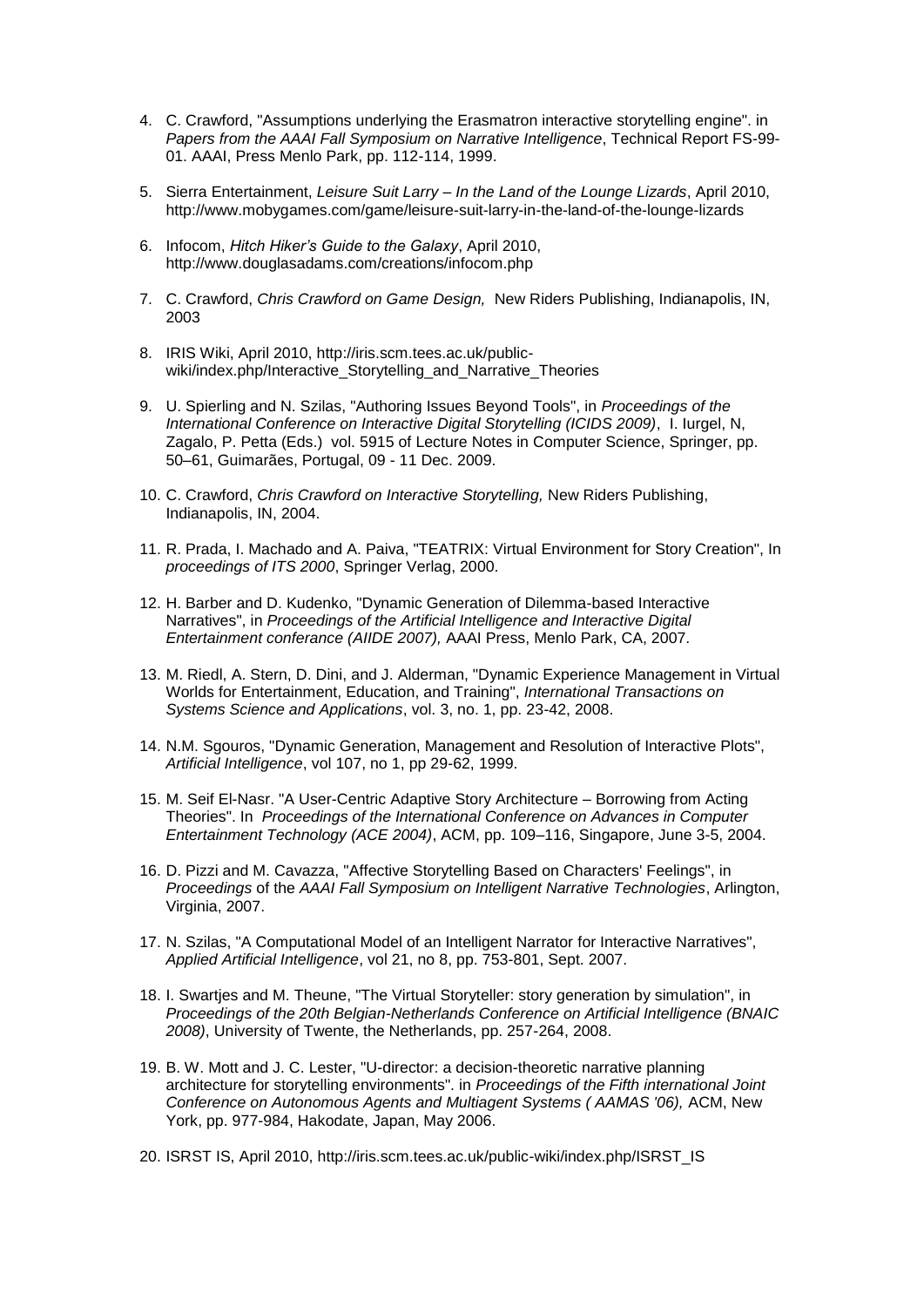4. C. Crawford, "Assumptions underlying the Erasmatron interactive storytelling engine". in *Papers from the AAAI Fall Symposium on Narrative Intelligence*, Technical Report FS-99-01. AAAI, Press Menlo Park, pp. 112-114, 1999.

5. Sierra Entertainment, *Leisure Suit Larry – In the Land of the Lounge Lizards*, April 2010, http://www.mobygames.com/game/leisure-suit-larry-in-the-land-of-the-lounge-lizards

6. Infocom, *Hitch Hiker's Guide to the Galaxy*, April 2010, http://www.douglasadams.com/creations/infocom.php

7. C. Crawford, *Chris Crawford on Game Design,* New Riders Publishing, Indianapolis, IN, 2003

8. IRIS Wiki, April 2010, http://iris.scm.tees.ac.uk/public-wiki/index.php/Interactive_Storytelling_and_Narrative_Theories

9. U. Spierling and N. Szilas, "Authoring Issues Beyond Tools", in *Proceedings of the International Conference on Interactive Digital Storytelling (ICIDS 2009)*, I. Iurgel, N, Zagalo, P. Petta (Eds.) vol. 5915 of Lecture Notes in Computer Science, Springer, pp. 50–61, Guimarães, Portugal, 09 - 11 Dec. 2009.

10. C. Crawford, *Chris Crawford on Interactive Storytelling,* New Riders Publishing, Indianapolis, IN, 2004.

11. R. Prada, I. Machado and A. Paiva, "TEATRIX: Virtual Environment for Story Creation", In *proceedings of ITS 2000*, Springer Verlag, 2000.

12. H. Barber and D. Kudenko, "Dynamic Generation of Dilemma-based Interactive Narratives", in *Proceedings of the Artificial Intelligence and Interactive Digital Entertainment conferance (AIIDE 2007),* AAAI Press, Menlo Park, CA, 2007.

13. M. Riedl, A. Stern, D. Dini, and J. Alderman, "Dynamic Experience Management in Virtual Worlds for Entertainment, Education, and Training", *International Transactions on Systems Science and Applications*, vol. 3, no. 1, pp. 23-42, 2008.

14. N.M. Sgouros, "Dynamic Generation, Management and Resolution of Interactive Plots", *Artificial Intelligence*, vol 107, no 1, pp 29-62, 1999.

15. M. Seif El-Nasr. "A User-Centric Adaptive Story Architecture – Borrowing from Acting Theories". In *Proceedings of the International Conference on Advances in Computer Entertainment Technology (ACE 2004)*, ACM, pp. 109–116, Singapore, June 3-5, 2004.

16. D. Pizzi and M. Cavazza, "Affective Storytelling Based on Characters' Feelings", in *Proceedings* of the *AAAI Fall Symposium on Intelligent Narrative Technologies*, Arlington, Virginia, 2007.

17. N. Szilas, "A Computational Model of an Intelligent Narrator for Interactive Narratives", *Applied Artificial Intelligence*, vol 21, no 8, pp. 753-801, Sept. 2007.

18. I. Swartjes and M. Theune, "The Virtual Storyteller: story generation by simulation", in *Proceedings of the 20th Belgian-Netherlands Conference on Artificial Intelligence (BNAIC 2008)*, University of Twente, the Netherlands, pp. 257-264, 2008.

19. B. W. Mott and J. C. Lester, "U-director: a decision-theoretic narrative planning architecture for storytelling environments". in *Proceedings of the Fifth international Joint Conference on Autonomous Agents and Multiagent Systems ( AAMAS '06),* ACM, New York, pp. 977-984, Hakodate, Japan, May 2006.

20. ISRST IS, April 2010, http://iris.scm.tees.ac.uk/public-wiki/index.php/ISRST_IS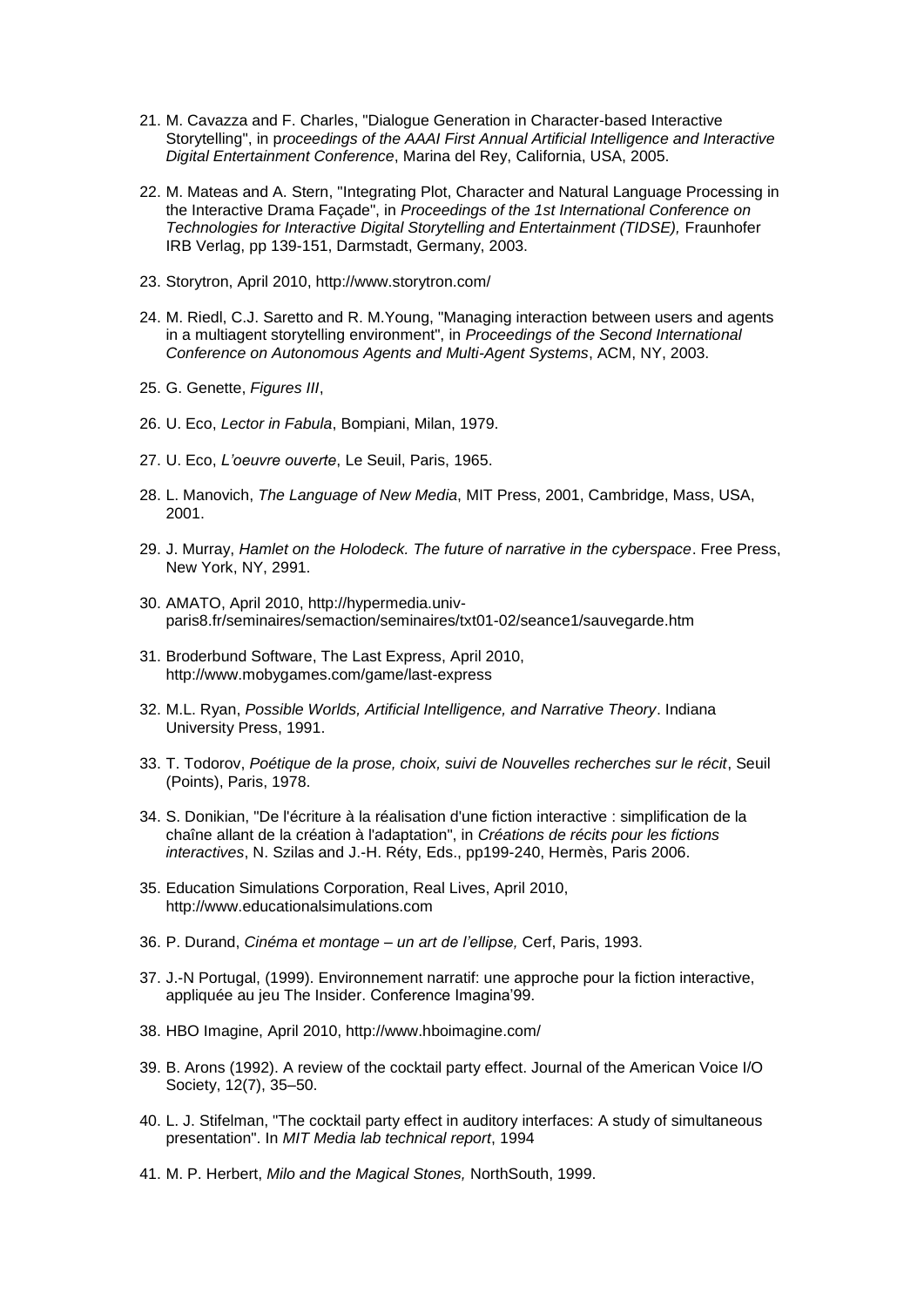21. M. Cavazza and F. Charles, "Dialogue Generation in Character-based Interactive Storytelling", in p*roceedings of the AAAI First Annual Artificial Intelligence and Interactive Digital Entertainment Conference*, Marina del Rey, California, USA, 2005.

22. M. Mateas and A. Stern, "Integrating Plot, Character and Natural Language Processing in the Interactive Drama Façade", in *Proceedings of the 1st International Conference on Technologies for Interactive Digital Storytelling and Entertainment (TIDSE),* Fraunhofer IRB Verlag, pp 139-151, Darmstadt, Germany, 2003.

23. Storytron, April 2010, http://www.storytron.com/

24. M. Riedl, C.J. Saretto and R. M.Young, "Managing interaction between users and agents in a multiagent storytelling environment", in *Proceedings of the Second International Conference on Autonomous Agents and Multi-Agent Systems*, ACM, NY, 2003.

25. G. Genette, *Figures III*,

26. U. Eco, *Lector in Fabula*, Bompiani, Milan, 1979.

27. U. Eco, *L'oeuvre ouverte*, Le Seuil, Paris, 1965.

28. L. Manovich, *The Language of New Media*, MIT Press, 2001, Cambridge, Mass, USA, 2001.

29. J. Murray, *Hamlet on the Holodeck. The future of narrative in the cyberspace*. Free Press, New York, NY, 2991.

30. AMATO, April 2010, http://hypermedia.univ-paris8.fr/seminaires/semaction/seminaires/txt01-02/seance1/sauvegarde.htm

31. Broderbund Software, The Last Express, April 2010, http://www.mobygames.com/game/last-express

32. M.L. Ryan, *Possible Worlds, Artificial Intelligence, and Narrative Theory*. Indiana University Press, 1991.

33. T. Todorov, *Poétique de la prose, choix, suivi de Nouvelles recherches sur le récit*, Seuil (Points), Paris, 1978.

34. S. Donikian, "De l'écriture à la réalisation d'une fiction interactive : simplification de la chaîne allant de la création à l'adaptation", in *Créations de récits pour les fictions interactives*, N. Szilas and J.-H. Réty, Eds., pp199-240, Hermès, Paris 2006.

35. Education Simulations Corporation, Real Lives, April 2010, http://www.educationalsimulations.com

36. P. Durand, *Cinéma et montage – un art de l'ellipse,* Cerf, Paris, 1993.

37. J.-N Portugal, (1999). Environnement narratif: une approche pour la fiction interactive, appliquée au jeu The Insider. Conference Imagina'99.

38. HBO Imagine, April 2010, http://www.hboimagine.com/

39. B. Arons (1992). A review of the cocktail party effect. Journal of the American Voice I/O Society, 12(7), 35–50.

40. L. J. Stifelman, "The cocktail party effect in auditory interfaces: A study of simultaneous presentation". In *MIT Media lab technical report*, 1994

41. M. P. Herbert, *Milo and the Magical Stones,* NorthSouth, 1999.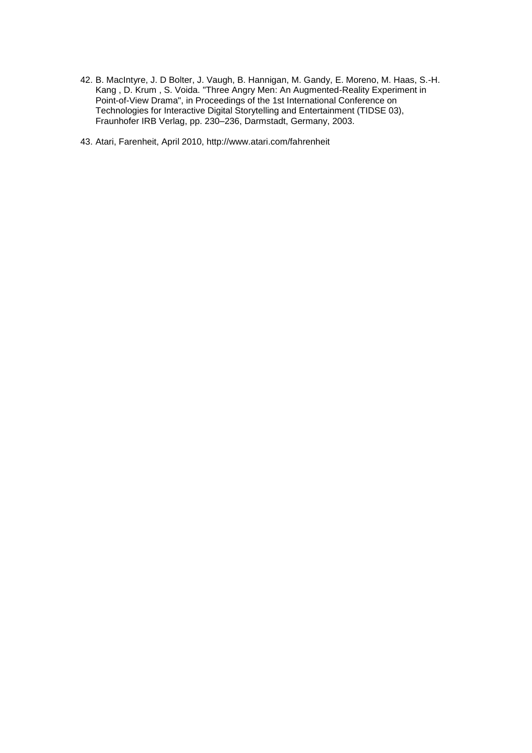42. B. MacIntyre, J. D Bolter, J. Vaugh, B. Hannigan, M. Gandy, E. Moreno, M. Haas, S.-H. Kang , D. Krum , S. Voida. "Three Angry Men: An Augmented-Reality Experiment in Point-of-View Drama", in Proceedings of the 1st International Conference on Technologies for Interactive Digital Storytelling and Entertainment (TIDSE 03), Fraunhofer IRB Verlag, pp. 230–236, Darmstadt, Germany, 2003.

43. Atari, Farenheit, April 2010, http://www.atari.com/fahrenheit